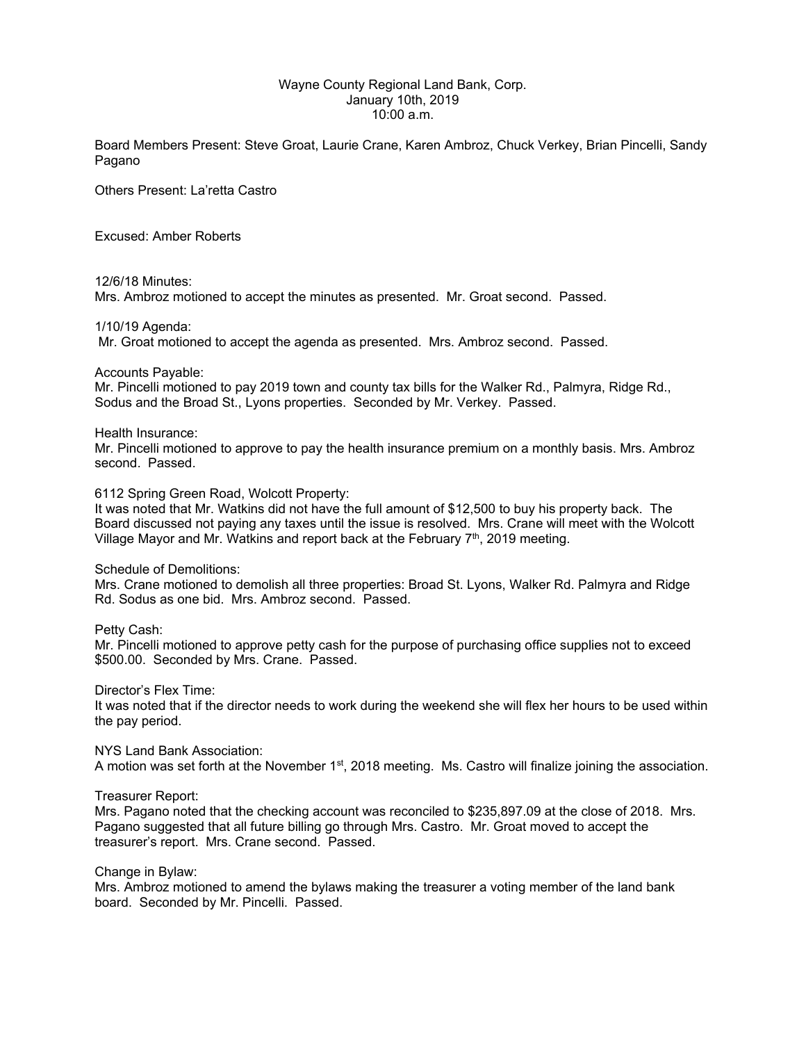Wayne County Regional Land Bank, Corp.
January 10th, 2019
10:00 a.m.

Board Members Present: Steve Groat, Laurie Crane, Karen Ambroz, Chuck Verkey, Brian Pincelli, Sandy Pagano

Others Present: La'retta Castro

Excused: Amber Roberts

12/6/18 Minutes:
Mrs. Ambroz motioned to accept the minutes as presented. Mr. Groat second. Passed.

1/10/19 Agenda:
Mr. Groat motioned to accept the agenda as presented. Mrs. Ambroz second. Passed.

Accounts Payable:
Mr. Pincelli motioned to pay 2019 town and county tax bills for the Walker Rd., Palmyra, Ridge Rd., Sodus and the Broad St., Lyons properties. Seconded by Mr. Verkey. Passed.

Health Insurance:
Mr. Pincelli motioned to approve to pay the health insurance premium on a monthly basis. Mrs. Ambroz second. Passed.

6112 Spring Green Road, Wolcott Property:
It was noted that Mr. Watkins did not have the full amount of $12,500 to buy his property back. The Board discussed not paying any taxes until the issue is resolved. Mrs. Crane will meet with the Wolcott Village Mayor and Mr. Watkins and report back at the February 7th, 2019 meeting.

Schedule of Demolitions:
Mrs. Crane motioned to demolish all three properties: Broad St. Lyons, Walker Rd. Palmyra and Ridge Rd. Sodus as one bid. Mrs. Ambroz second. Passed.

Petty Cash:
Mr. Pincelli motioned to approve petty cash for the purpose of purchasing office supplies not to exceed $500.00. Seconded by Mrs. Crane. Passed.

Director's Flex Time:
It was noted that if the director needs to work during the weekend she will flex her hours to be used within the pay period.

NYS Land Bank Association:
A motion was set forth at the November 1st, 2018 meeting. Ms. Castro will finalize joining the association.

Treasurer Report:
Mrs. Pagano noted that the checking account was reconciled to $235,897.09 at the close of 2018. Mrs. Pagano suggested that all future billing go through Mrs. Castro. Mr. Groat moved to accept the treasurer's report. Mrs. Crane second. Passed.

Change in Bylaw:
Mrs. Ambroz motioned to amend the bylaws making the treasurer a voting member of the land bank board. Seconded by Mr. Pincelli. Passed.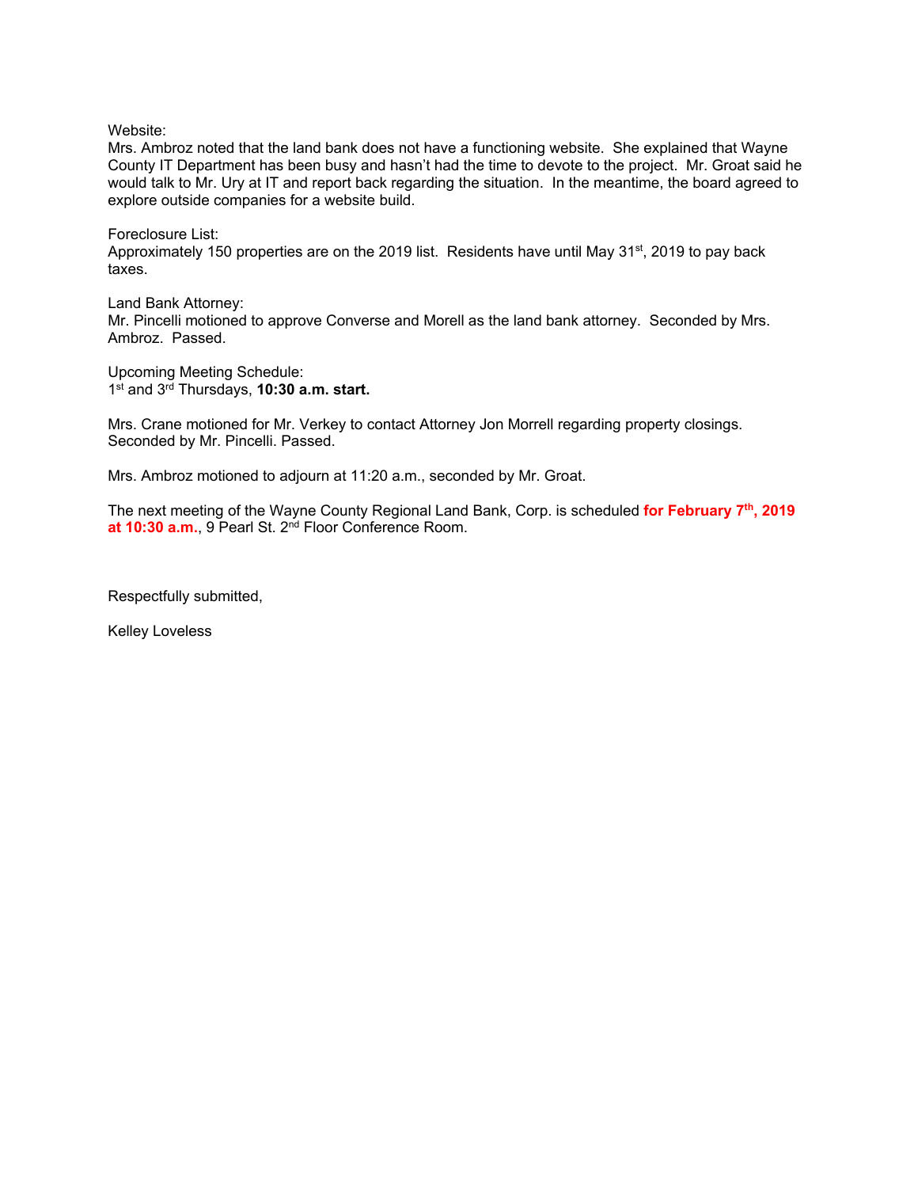Website:
Mrs. Ambroz noted that the land bank does not have a functioning website. She explained that Wayne County IT Department has been busy and hasn't had the time to devote to the project. Mr. Groat said he would talk to Mr. Ury at IT and report back regarding the situation. In the meantime, the board agreed to explore outside companies for a website build.

Foreclosure List:
Approximately 150 properties are on the 2019 list. Residents have until May 31st, 2019 to pay back taxes.

Land Bank Attorney:
Mr. Pincelli motioned to approve Converse and Morell as the land bank attorney. Seconded by Mrs. Ambroz. Passed.

Upcoming Meeting Schedule:
1st and 3rd Thursdays, **10:30 a.m. start.**

Mrs. Crane motioned for Mr. Verkey to contact Attorney Jon Morrell regarding property closings. Seconded by Mr. Pincelli. Passed.

Mrs. Ambroz motioned to adjourn at 11:20 a.m., seconded by Mr. Groat.

The next meeting of the Wayne County Regional Land Bank, Corp. is scheduled **for February 7th, 2019 at 10:30 a.m.**, 9 Pearl St. 2nd Floor Conference Room.

Respectfully submitted,

Kelley Loveless